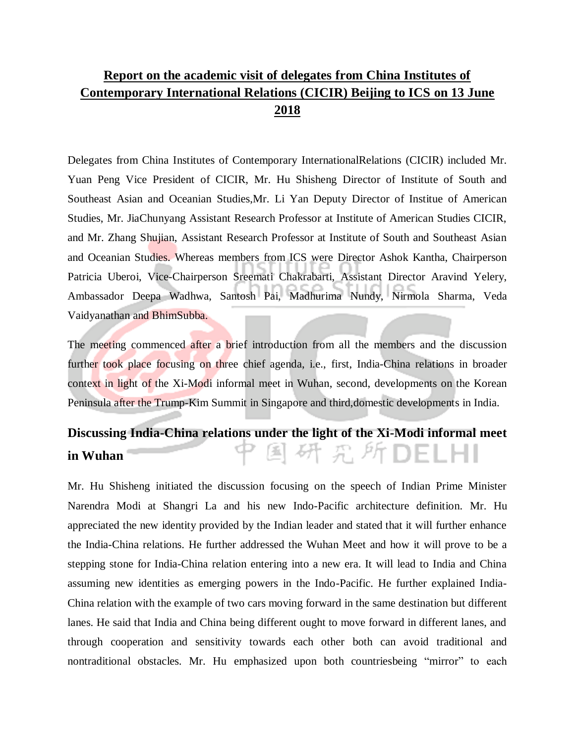# Report on the academic visit of delegates from China Institutes of Contemporary International Relations (CICIR) Beijing to ICS on 13 June 2018

Delegates from China Institutes of Contemporary InternationalRelations (CICIR) included Mr. Yuan Peng Vice President of CICIR, Mr. Hu Shisheng Director of Institute of South and Southeast Asian and Oceanian Studies,Mr. Li Yan Deputy Director of Institue of American Studies, Mr. JiaChunyang Assistant Research Professor at Institute of American Studies CICIR, and Mr. Zhang Shujian, Assistant Research Professor at Institute of South and Southeast Asian and Oceanian Studies. Whereas members from ICS were Director Ashok Kantha, Chairperson Patricia Uberoi, Vice-Chairperson Sreemati Chakrabarti, Assistant Director Aravind Yelery, Ambassador Deepa Wadhwa, Santosh Pai, Madhurima Nundy, Nirmola Sharma, Veda Vaidyanathan and BhimSubba.

The meeting commenced after a brief introduction from all the members and the discussion further took place focusing on three chief agenda, i.e., first, India-China relations in broader context in light of the Xi-Modi informal meet in Wuhan, second, developments on the Korean Peninsula after the Trump-Kim Summit in Singapore and third,domestic developments in India.

## Discussing India-China relations under the light of the Xi-Modi informal meet in Wuhan

Mr. Hu Shisheng initiated the discussion focusing on the speech of Indian Prime Minister Narendra Modi at Shangri La and his new Indo-Pacific architecture definition. Mr. Hu appreciated the new identity provided by the Indian leader and stated that it will further enhance the India-China relations. He further addressed the Wuhan Meet and how it will prove to be a stepping stone for India-China relation entering into a new era. It will lead to India and China assuming new identities as emerging powers in the Indo-Pacific. He further explained India-China relation with the example of two cars moving forward in the same destination but different lanes. He said that India and China being different ought to move forward in different lanes, and through cooperation and sensitivity towards each other both can avoid traditional and nontraditional obstacles. Mr. Hu emphasized upon both countriesbeing "mirror" to each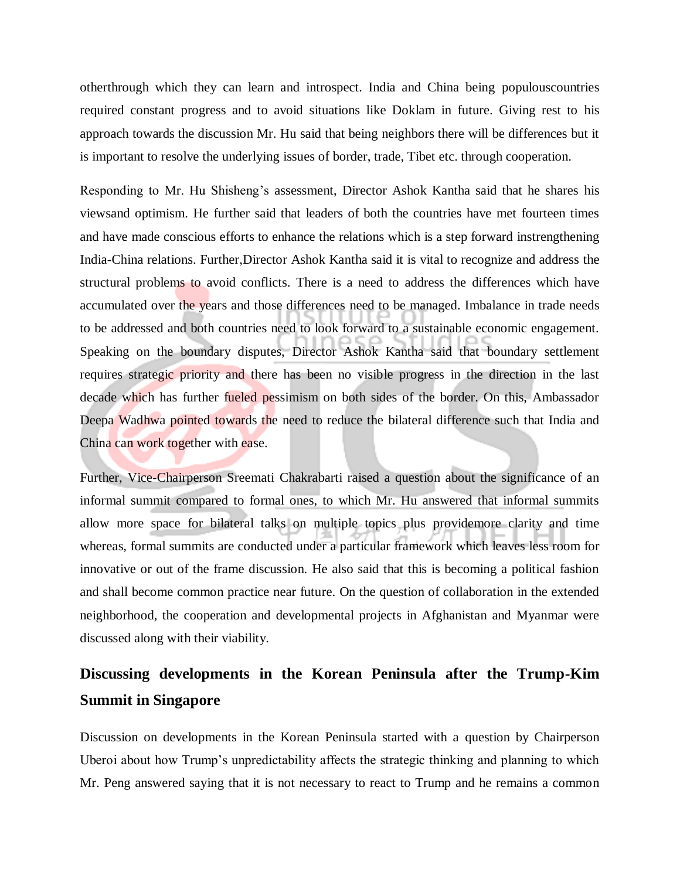otherthrough which they can learn and introspect. India and China being populouscountries required constant progress and to avoid situations like Doklam in future. Giving rest to his approach towards the discussion Mr. Hu said that being neighbors there will be differences but it is important to resolve the underlying issues of border, trade, Tibet etc. through cooperation.

Responding to Mr. Hu Shisheng's assessment, Director Ashok Kantha said that he shares his viewsand optimism. He further said that leaders of both the countries have met fourteen times and have made conscious efforts to enhance the relations which is a step forward instrengthening India-China relations. Further,Director Ashok Kantha said it is vital to recognize and address the structural problems to avoid conflicts. There is a need to address the differences which have accumulated over the years and those differences need to be managed. Imbalance in trade needs to be addressed and both countries need to look forward to a sustainable economic engagement. Speaking on the boundary disputes, Director Ashok Kantha said that boundary settlement requires strategic priority and there has been no visible progress in the direction in the last decade which has further fueled pessimism on both sides of the border. On this, Ambassador Deepa Wadhwa pointed towards the need to reduce the bilateral difference such that India and China can work together with ease.

Further, Vice-Chairperson Sreemati Chakrabarti raised a question about the significance of an informal summit compared to formal ones, to which Mr. Hu answered that informal summits allow more space for bilateral talks on multiple topics plus providemore clarity and time whereas, formal summits are conducted under a particular framework which leaves less room for innovative or out of the frame discussion. He also said that this is becoming a political fashion and shall become common practice near future. On the question of collaboration in the extended neighborhood, the cooperation and developmental projects in Afghanistan and Myanmar were discussed along with their viability.

## Discussing developments in the Korean Peninsula after the Trump-Kim Summit in Singapore

Discussion on developments in the Korean Peninsula started with a question by Chairperson Uberoi about how Trump's unpredictability affects the strategic thinking and planning to which Mr. Peng answered saying that it is not necessary to react to Trump and he remains a common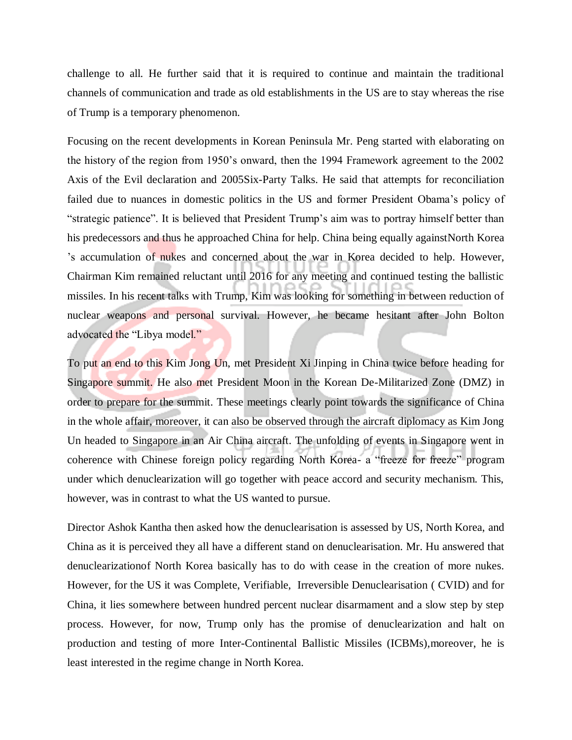challenge to all. He further said that it is required to continue and maintain the traditional channels of communication and trade as old establishments in the US are to stay whereas the rise of Trump is a temporary phenomenon.

Focusing on the recent developments in Korean Peninsula Mr. Peng started with elaborating on the history of the region from 1950's onward, then the 1994 Framework agreement to the 2002 Axis of the Evil declaration and 2005Six-Party Talks. He said that attempts for reconciliation failed due to nuances in domestic politics in the US and former President Obama's policy of "strategic patience". It is believed that President Trump's aim was to portray himself better than his predecessors and thus he approached China for help. China being equally againstNorth Korea 's accumulation of nukes and concerned about the war in Korea decided to help. However, Chairman Kim remained reluctant until 2016 for any meeting and continued testing the ballistic missiles. In his recent talks with Trump, Kim was looking for something in between reduction of nuclear weapons and personal survival. However, he became hesitant after John Bolton advocated the "Libya model."

To put an end to this Kim Jong Un, met President Xi Jinping in China twice before heading for Singapore summit. He also met President Moon in the Korean De-Militarized Zone (DMZ) in order to prepare for the summit. These meetings clearly point towards the significance of China in the whole affair, moreover, it can also be observed through the aircraft diplomacy as Kim Jong Un headed to Singapore in an Air China aircraft. The unfolding of events in Singapore went in coherence with Chinese foreign policy regarding North Korea- a "freeze for freeze" program under which denuclearization will go together with peace accord and security mechanism. This, however, was in contrast to what the US wanted to pursue.

Director Ashok Kantha then asked how the denuclearisation is assessed by US, North Korea, and China as it is perceived they all have a different stand on denuclearisation. Mr. Hu answered that denuclearizationof North Korea basically has to do with cease in the creation of more nukes. However, for the US it was Complete, Verifiable, Irreversible Denuclearisation ( CVID) and for China, it lies somewhere between hundred percent nuclear disarmament and a slow step by step process. However, for now, Trump only has the promise of denuclearization and halt on production and testing of more Inter-Continental Ballistic Missiles (ICBMs),moreover, he is least interested in the regime change in North Korea.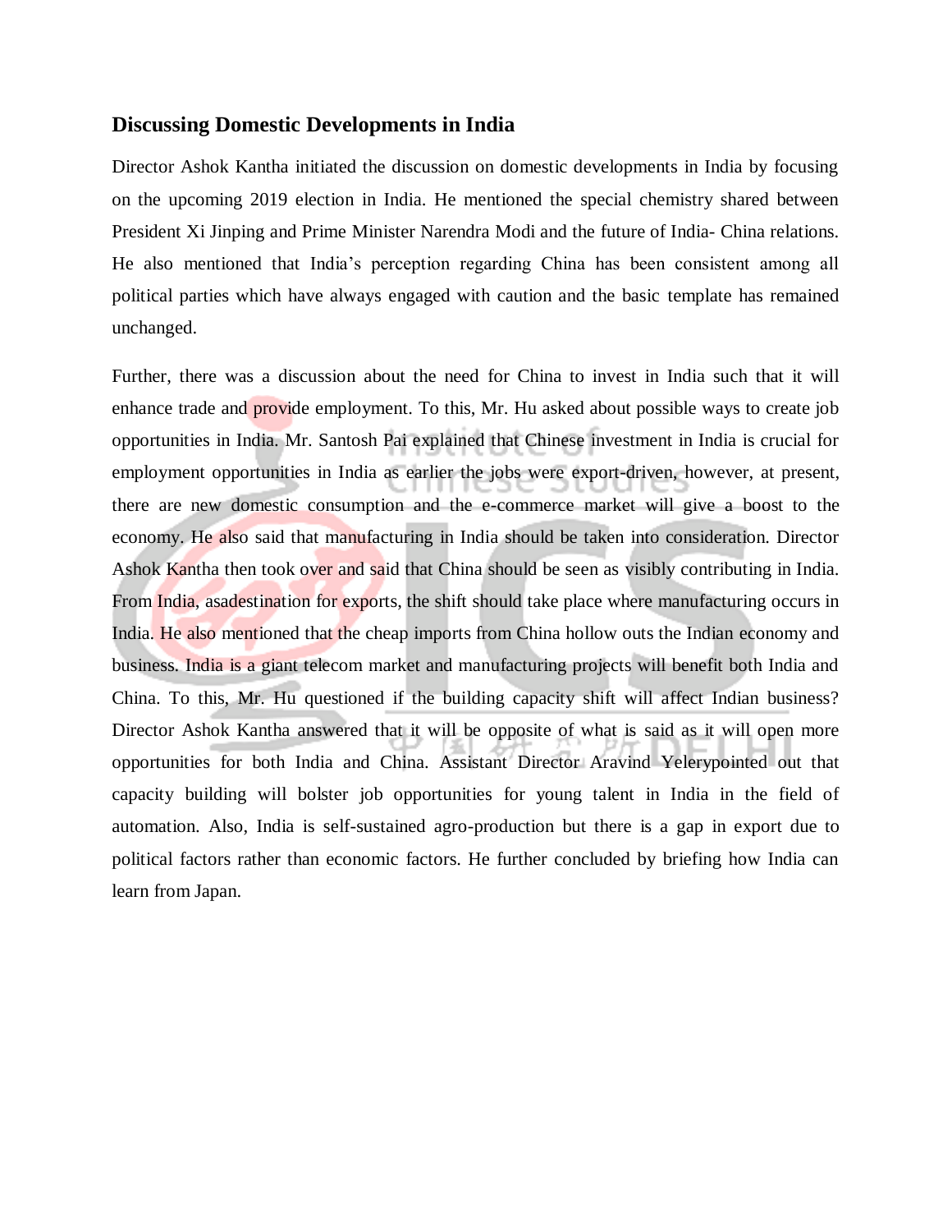## Discussing Domestic Developments in India

Director Ashok Kantha initiated the discussion on domestic developments in India by focusing on the upcoming 2019 election in India. He mentioned the special chemistry shared between President Xi Jinping and Prime Minister Narendra Modi and the future of India- China relations. He also mentioned that India's perception regarding China has been consistent among all political parties which have always engaged with caution and the basic template has remained unchanged.

Further, there was a discussion about the need for China to invest in India such that it will enhance trade and provide employment. To this, Mr. Hu asked about possible ways to create job opportunities in India. Mr. Santosh Pai explained that Chinese investment in India is crucial for employment opportunities in India as earlier the jobs were export-driven, however, at present, there are new domestic consumption and the e-commerce market will give a boost to the economy. He also said that manufacturing in India should be taken into consideration. Director Ashok Kantha then took over and said that China should be seen as visibly contributing in India. From India, asadestination for exports, the shift should take place where manufacturing occurs in India. He also mentioned that the cheap imports from China hollow outs the Indian economy and business. India is a giant telecom market and manufacturing projects will benefit both India and China. To this, Mr. Hu questioned if the building capacity shift will affect Indian business? Director Ashok Kantha answered that it will be opposite of what is said as it will open more opportunities for both India and China. Assistant Director Aravind Yelerypointed out that capacity building will bolster job opportunities for young talent in India in the field of automation. Also, India is self-sustained agro-production but there is a gap in export due to political factors rather than economic factors. He further concluded by briefing how India can learn from Japan.